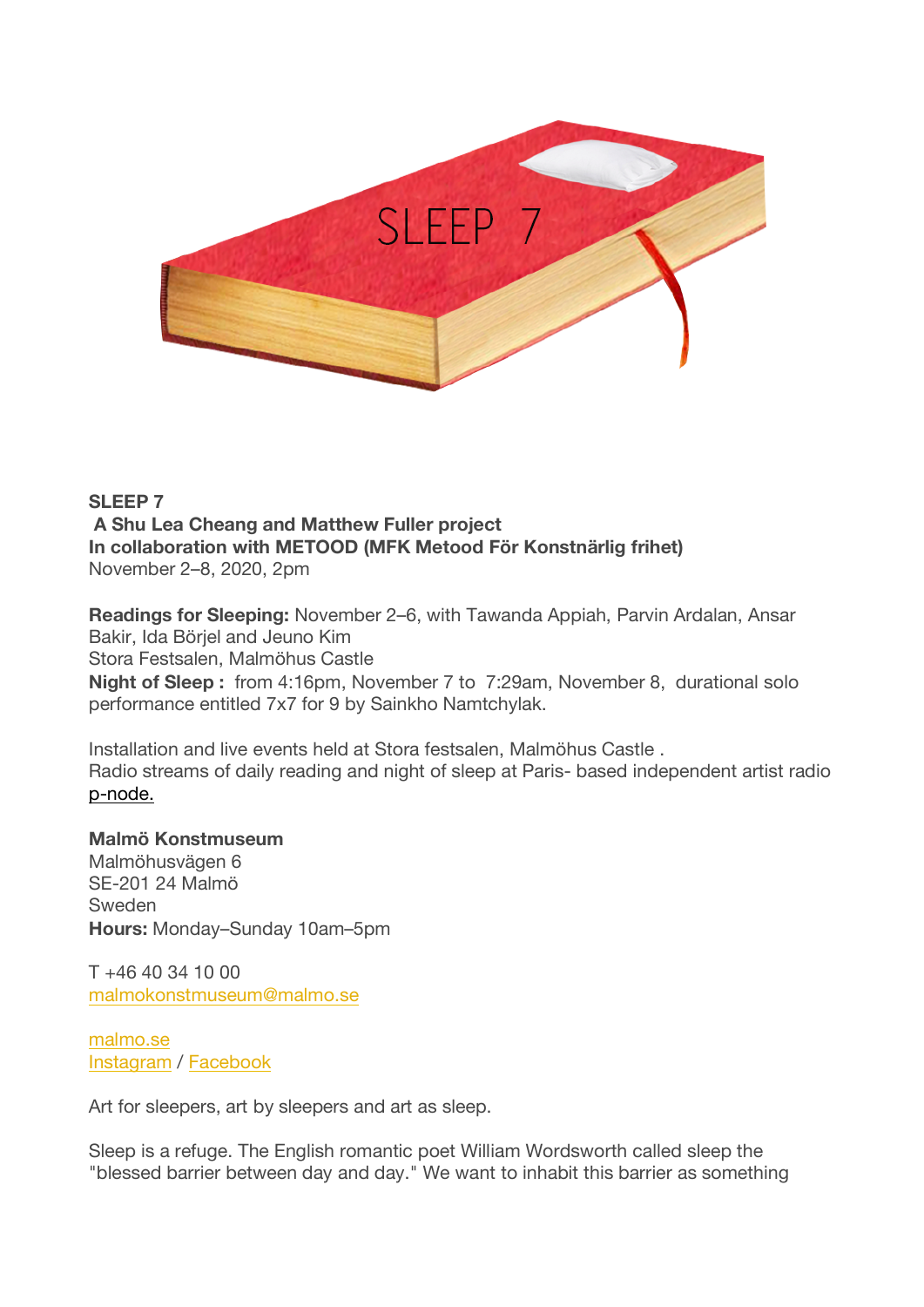**SLEEP 7**
**A Shu Lea Cheang and Matthew Fuller project**
**In collaboration with METOOD (MFK Metood För Konstnärlig frihet)**
November 2–8, 2020, 2pm

**Readings for Sleeping:** November 2–6, with Tawanda Appiah, Parvin Ardalan, Ansar Bakir, Ida Börjel and Jeuno Kim
Stora Festsalen, Malmöhus Castle
**Night of Sleep :** from 4:16pm, November 7 to 7:29am, November 8, durational solo performance entitled 7x7 for 9 by Sainkho Namtchylak.

Installation and live events held at Stora festsalen, Malmöhus Castle .
Radio streams of daily reading and night of sleep at Paris- based independent artist radio p-node.

**Malmö Konstmuseum**
Malmöhusvägen 6
SE-201 24 Malmö
Sweden
**Hours:** Monday–Sunday 10am–5pm

T +46 40 34 10 00
malmokonstmuseum@malmo.se

malmo.se
Instagram / Facebook

Art for sleepers, art by sleepers and art as sleep.

Sleep is a refuge. The English romantic poet William Wordsworth called sleep the "blessed barrier between day and day." We want to inhabit this barrier as something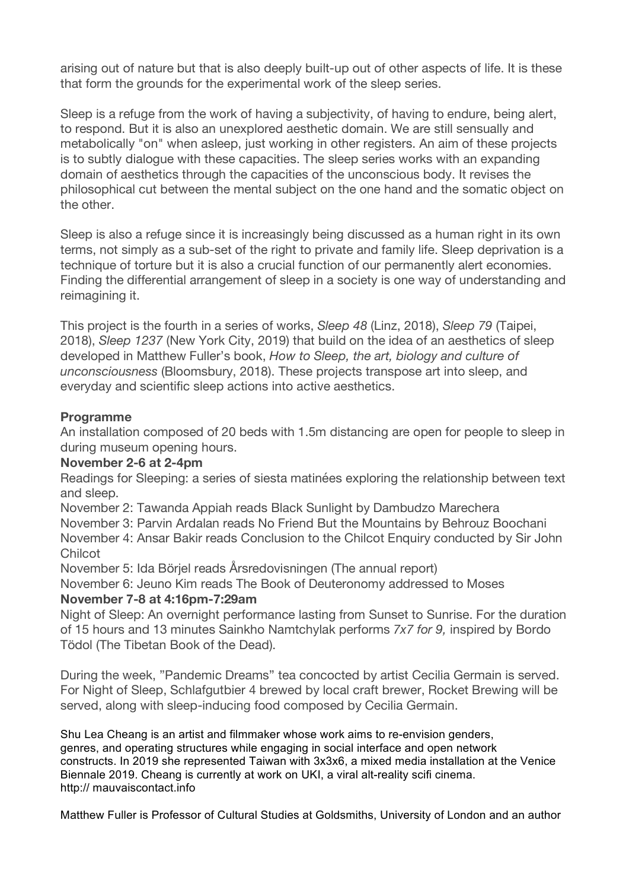arising out of nature but that is also deeply built-up out of other aspects of life. It is these that form the grounds for the experimental work of the sleep series.

Sleep is a refuge from the work of having a subjectivity, of having to endure, being alert, to respond. But it is also an unexplored aesthetic domain. We are still sensually and metabolically "on" when asleep, just working in other registers. An aim of these projects is to subtly dialogue with these capacities. The sleep series works with an expanding domain of aesthetics through the capacities of the unconscious body. It revises the philosophical cut between the mental subject on the one hand and the somatic object on the other.

Sleep is also a refuge since it is increasingly being discussed as a human right in its own terms, not simply as a sub-set of the right to private and family life. Sleep deprivation is a technique of torture but it is also a crucial function of our permanently alert economies. Finding the differential arrangement of sleep in a society is one way of understanding and reimagining it.

This project is the fourth in a series of works, *Sleep 48* (Linz, 2018), *Sleep 79* (Taipei, 2018), *Sleep 1237* (New York City, 2019) that build on the idea of an aesthetics of sleep developed in Matthew Fuller's book, *How to Sleep, the art, biology and culture of unconsciousness* (Bloomsbury, 2018). These projects transpose art into sleep, and everyday and scientific sleep actions into active aesthetics.

**Programme**

An installation composed of 20 beds with 1.5m distancing are open for people to sleep in during museum opening hours.

**November 2-6 at 2-4pm**

Readings for Sleeping: a series of siesta matinées exploring the relationship between text and sleep.

November 2: Tawanda Appiah reads Black Sunlight by Dambudzo Marechera
November 3: Parvin Ardalan reads No Friend But the Mountains by Behrouz Boochani
November 4: Ansar Bakir reads Conclusion to the Chilcot Enquiry conducted by Sir John Chilcot
November 5: Ida Börjel reads Årsredovisningen (The annual report)
November 6: Jeuno Kim reads The Book of Deuteronomy addressed to Moses

**November 7-8 at 4:16pm-7:29am**

Night of Sleep: An overnight performance lasting from Sunset to Sunrise. For the duration of 15 hours and 13 minutes Sainkho Namtchylak performs *7x7 for 9,* inspired by Bordo Tödol (The Tibetan Book of the Dead).

During the week, "Pandemic Dreams" tea concocted by artist Cecilia Germain is served. For Night of Sleep, Schlafgutbier 4 brewed by local craft brewer, Rocket Brewing will be served, along with sleep-inducing food composed by Cecilia Germain.

Shu Lea Cheang is an artist and filmmaker whose work aims to re-envision genders, genres, and operating structures while engaging in social interface and open network constructs. In 2019 she represented Taiwan with 3x3x6, a mixed media installation at the Venice Biennale 2019. Cheang is currently at work on UKI, a viral alt-reality scifi cinema.
http:// mauvaiscontact.info

Matthew Fuller is Professor of Cultural Studies at Goldsmiths, University of London and an author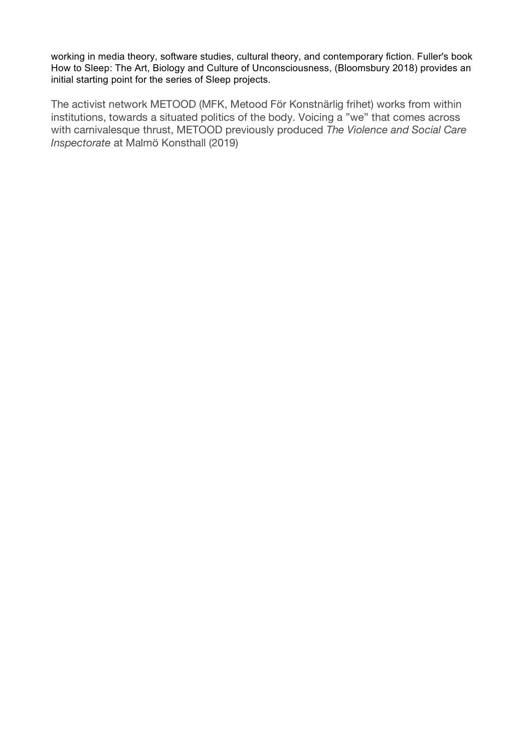working in media theory, software studies, cultural theory, and contemporary fiction. Fuller's book How to Sleep: The Art, Biology and Culture of Unconsciousness, (Bloomsbury 2018) provides an initial starting point for the series of Sleep projects.

The activist network METOOD (MFK, Metood För Konstnärlig frihet) works from within institutions, towards a situated politics of the body. Voicing a ”we” that comes across with carnivalesque thrust, METOOD previously produced *The Violence and Social Care Inspectorate* at Malmö Konsthall (2019)